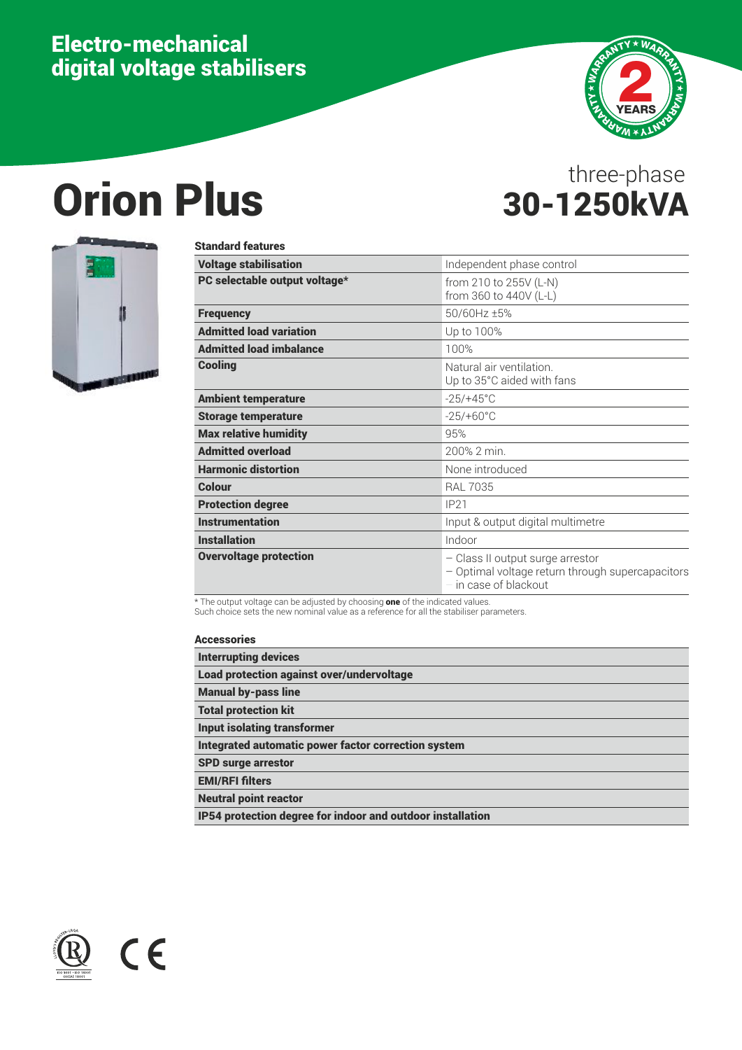## Electro-mechanical digital voltage stabilisers

2 YEARS WARRANTY

# Orion Plus

three-phase
**30-1250kVA**

**Standard features**

| | |
|---|---|
| **Voltage stabilisation** | Independent phase control |
| **PC selectable output voltage*** | from 210 to 255V (L-N)<br>from 360 to 440V (L-L) |
| **Frequency** | 50/60Hz ±5% |
| **Admitted load variation** | Up to 100% |
| **Admitted load imbalance** | 100% |
| **Cooling** | Natural air ventilation.<br>Up to 35°C aided with fans |
| **Ambient temperature** | -25/+45°C |
| **Storage temperature** | -25/+60°C |
| **Max relative humidity** | 95% |
| **Admitted overload** | 200% 2 min. |
| **Harmonic distortion** | None introduced |
| **Colour** | RAL 7035 |
| **Protection degree** | IP21 |
| **Instrumentation** | Input & output digital multimetre |
| **Installation** | Indoor |
| **Overvoltage protection** | – Class II output surge arrestor<br>– Optimal voltage return through supercapacitors in case of blackout |

* The output voltage can be adjusted by choosing **one** of the indicated values.
Such choice sets the new nominal value as a reference for all the stabiliser parameters.

**Accessories**

- **Interrupting devices**
- **Load protection against over/undervoltage**
- **Manual by-pass line**
- **Total protection kit**
- **Input isolating transformer**
- **Integrated automatic power factor correction system**
- **SPD surge arrestor**
- **EMI/RFI filters**
- **Neutral point reactor**
- **IP54 protection degree for indoor and outdoor installation**

ISO 9001 · ISO 14001 · OHSAS 18001

CE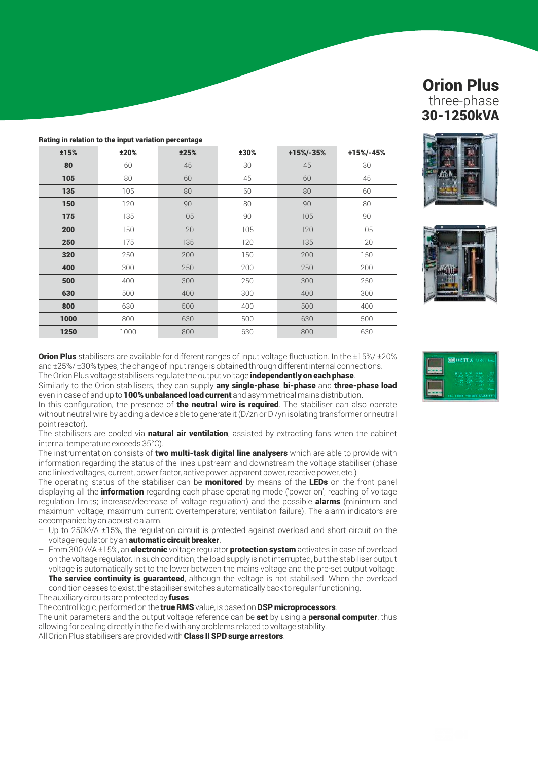# Orion Plus
three-phase
**30-1250kVA**

**Rating in relation to the input variation percentage**

| ±15% | ±20% | ±25% | ±30% | +15%/-35% | +15%/-45% |
|---|---|---|---|---|---|
| **80** | 60 | 45 | 30 | 45 | 30 |
| **105** | 80 | 60 | 45 | 60 | 45 |
| **135** | 105 | 80 | 60 | 80 | 60 |
| **150** | 120 | 90 | 80 | 90 | 80 |
| **175** | 135 | 105 | 90 | 105 | 90 |
| **200** | 150 | 120 | 105 | 120 | 105 |
| **250** | 175 | 135 | 120 | 135 | 120 |
| **320** | 250 | 200 | 150 | 200 | 150 |
| **400** | 300 | 250 | 200 | 250 | 200 |
| **500** | 400 | 300 | 250 | 300 | 250 |
| **630** | 500 | 400 | 300 | 400 | 300 |
| **800** | 630 | 500 | 400 | 500 | 400 |
| **1000** | 800 | 630 | 500 | 630 | 500 |
| **1250** | 1000 | 800 | 630 | 800 | 630 |

**Orion Plus** stabilisers are available for different ranges of input voltage fluctuation. In the ±15%/ ±20% and ±25%/ ±30% types, the change of input range is obtained through different internal connections.
The Orion Plus voltage stabilisers regulate the output voltage **independently on each phase**.
Similarly to the Orion stabilisers, they can supply **any single-phase**, **bi-phase** and **three-phase load** even in case of and up to **100% unbalanced load current** and asymmetrical mains distribution.
In this configuration, the presence of **the neutral wire is required**. The stabiliser can also operate without neutral wire by adding a device able to generate it (D/zn or D /yn isolating transformer or neutral point reactor).
The stabilisers are cooled via **natural air ventilation**, assisted by extracting fans when the cabinet internal temperature exceeds 35°C).
The instrumentation consists of **two multi-task digital line analysers** which are able to provide with information regarding the status of the lines upstream and downstream the voltage stabiliser (phase and linked voltages, current, power factor, active power, apparent power, reactive power, etc.)
The operating status of the stabiliser can be **monitored** by means of the **LEDs** on the front panel displaying all the **information** regarding each phase operating mode ('power on'; reaching of voltage regulation limits; increase/decrease of voltage regulation) and the possible **alarms** (minimum and maximum voltage, maximum current: overtemperature; ventilation failure). The alarm indicators are accompanied by an acoustic alarm.

- Up to 250kVA ±15%, the regulation circuit is protected against overload and short circuit on the voltage regulator by an **automatic circuit breaker**.
- From 300kVA ±15%, an **electronic** voltage regulator **protection system** activates in case of overload on the voltage regulator. In such condition, the load supply is not interrupted, but the stabiliser output voltage is automatically set to the lower between the mains voltage and the pre-set output voltage. **The service continuity is guaranteed**, although the voltage is not stabilised. When the overload condition ceases to exist, the stabiliser switches automatically back to regular functioning.

The auxiliary circuits are protected by **fuses**.
The control logic, performed on the **true RMS** value, is based on **DSP microprocessors**.
The unit parameters and the output voltage reference can be **set** by using a **personal computer**, thus allowing for dealing directly in the field with any problems related to voltage stability.
All Orion Plus stabilisers are provided with **Class II SPD surge arrestors**.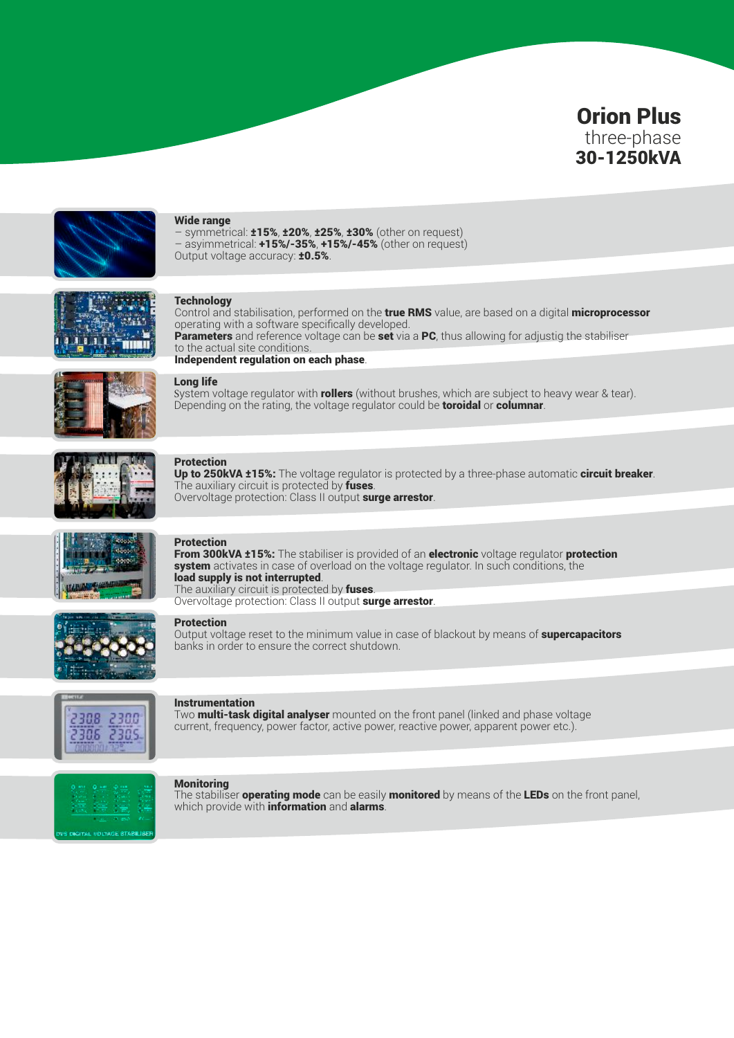# Orion Plus

three-phase

**30-1250kVA**

**Wide range**
– symmetrical: **±15%**, **±20%**, **±25%**, **±30%** (other on request)
– asyimmetrical: **+15%/-35%**, **+15%/-45%** (other on request)
Output voltage accuracy: **±0.5%**.

**Technology**
Control and stabilisation, performed on the **true RMS** value, are based on a digital **microprocessor** operating with a software specifically developed.
**Parameters** and reference voltage can be **set** via a **PC**, thus allowing for adjustig the stabiliser to the actual site conditions.
**Independent regulation on each phase**.

**Long life**
System voltage regulator with **rollers** (without brushes, which are subject to heavy wear & tear).
Depending on the rating, the voltage regulator could be **toroidal** or **columnar**.

**Protection**
**Up to 250kVA ±15%:** The voltage regulator is protected by a three-phase automatic **circuit breaker**.
The auxiliary circuit is protected by **fuses**.
Overvoltage protection: Class II output **surge arrestor**.

**Protection**
**From 300kVA ±15%:** The stabiliser is provided of an **electronic** voltage regulator **protection system** activates in case of overload on the voltage regulator. In such conditions, the **load supply is not interrupted**.
The auxiliary circuit is protected by **fuses**.
Overvoltage protection: Class II output **surge arrestor**.

**Protection**
Output voltage reset to the minimum value in case of blackout by means of **supercapacitors** banks in order to ensure the correct shutdown.

**Instrumentation**
Two **multi-task digital analyser** mounted on the front panel (linked and phase voltage current, frequency, power factor, active power, reactive power, apparent power etc.).

**Monitoring**
The stabiliser **operating mode** can be easily **monitored** by means of the **LEDs** on the front panel, which provide with **information** and **alarms**.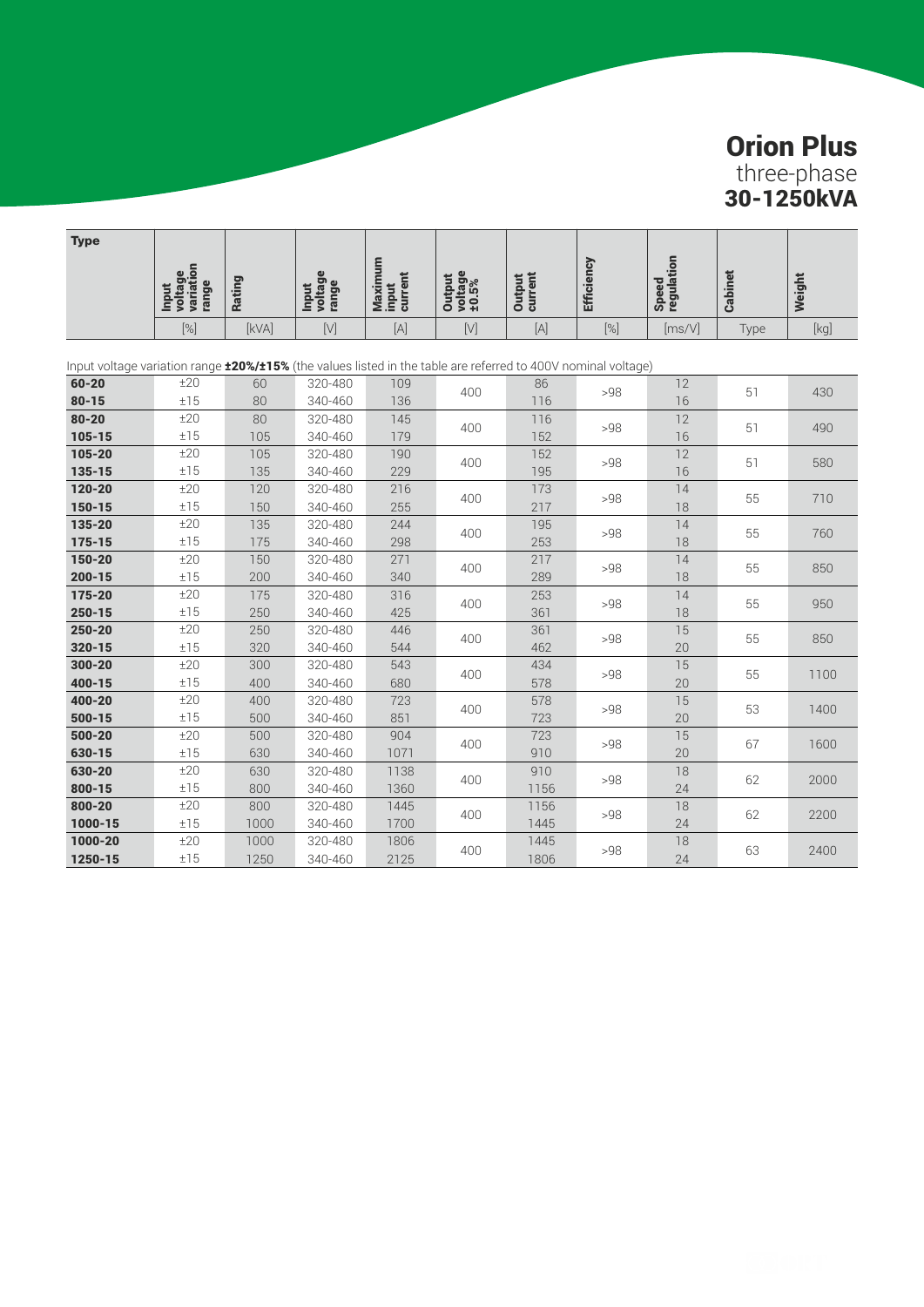# Orion Plus

three-phase

**30-1250kVA**

| Type | Input voltage variation range | Rating | Input voltage range | Maximum input current | Output voltage ±0.5% | Output current | Efficiency | Speed regulation | Cabinet | Weight |
|---|---|---|---|---|---|---|---|---|---|---|
| | [%] | [kVA] | [V] | [A] | [V] | [A] | [%] | [ms/V] | Type | [kg] |
| Input voltage variation range **±20%/±15%** (the values listed in the table are referred to 400V nominal voltage) | | | | | | | | | | |
| **60-20** | ±20 | 60 | 320-480 | 109 | 400 | 86 | >98 | 12 | 51 | 430 |
| **80-15** | ±15 | 80 | 340-460 | 136 | | 116 | | 16 | | |
| **80-20** | ±20 | 80 | 320-480 | 145 | 400 | 116 | >98 | 12 | 51 | 490 |
| **105-15** | ±15 | 105 | 340-460 | 179 | | 152 | | 16 | | |
| **105-20** | ±20 | 105 | 320-480 | 190 | 400 | 152 | >98 | 12 | 51 | 580 |
| **135-15** | ±15 | 135 | 340-460 | 229 | | 195 | | 16 | | |
| **120-20** | ±20 | 120 | 320-480 | 216 | 400 | 173 | >98 | 14 | 55 | 710 |
| **150-15** | ±15 | 150 | 340-460 | 255 | | 217 | | 18 | | |
| **135-20** | ±20 | 135 | 320-480 | 244 | 400 | 195 | >98 | 14 | 55 | 760 |
| **175-15** | ±15 | 175 | 340-460 | 298 | | 253 | | 18 | | |
| **150-20** | ±20 | 150 | 320-480 | 271 | 400 | 217 | >98 | 14 | 55 | 850 |
| **200-15** | ±15 | 200 | 340-460 | 340 | | 289 | | 18 | | |
| **175-20** | ±20 | 175 | 320-480 | 316 | 400 | 253 | >98 | 14 | 55 | 950 |
| **250-15** | ±15 | 250 | 340-460 | 425 | | 361 | | 18 | | |
| **250-20** | ±20 | 250 | 320-480 | 446 | 400 | 361 | >98 | 15 | 55 | 850 |
| **320-15** | ±15 | 320 | 340-460 | 544 | | 462 | | 20 | | |
| **300-20** | ±20 | 300 | 320-480 | 543 | 400 | 434 | >98 | 15 | 55 | 1100 |
| **400-15** | ±15 | 400 | 340-460 | 680 | | 578 | | 20 | | |
| **400-20** | ±20 | 400 | 320-480 | 723 | 400 | 578 | >98 | 15 | 53 | 1400 |
| **500-15** | ±15 | 500 | 340-460 | 851 | | 723 | | 20 | | |
| **500-20** | ±20 | 500 | 320-480 | 904 | 400 | 723 | >98 | 15 | 67 | 1600 |
| **630-15** | ±15 | 630 | 340-460 | 1071 | | 910 | | 20 | | |
| **630-20** | ±20 | 630 | 320-480 | 1138 | 400 | 910 | >98 | 18 | 62 | 2000 |
| **800-15** | ±15 | 800 | 340-460 | 1360 | | 1156 | | 24 | | |
| **800-20** | ±20 | 800 | 320-480 | 1445 | 400 | 1156 | >98 | 18 | 62 | 2200 |
| **1000-15** | ±15 | 1000 | 340-460 | 1700 | | 1445 | | 24 | | |
| **1000-20** | ±20 | 1000 | 320-480 | 1806 | 400 | 1445 | >98 | 18 | 63 | 2400 |
| **1250-15** | ±15 | 1250 | 340-460 | 2125 | | 1806 | | 24 | | |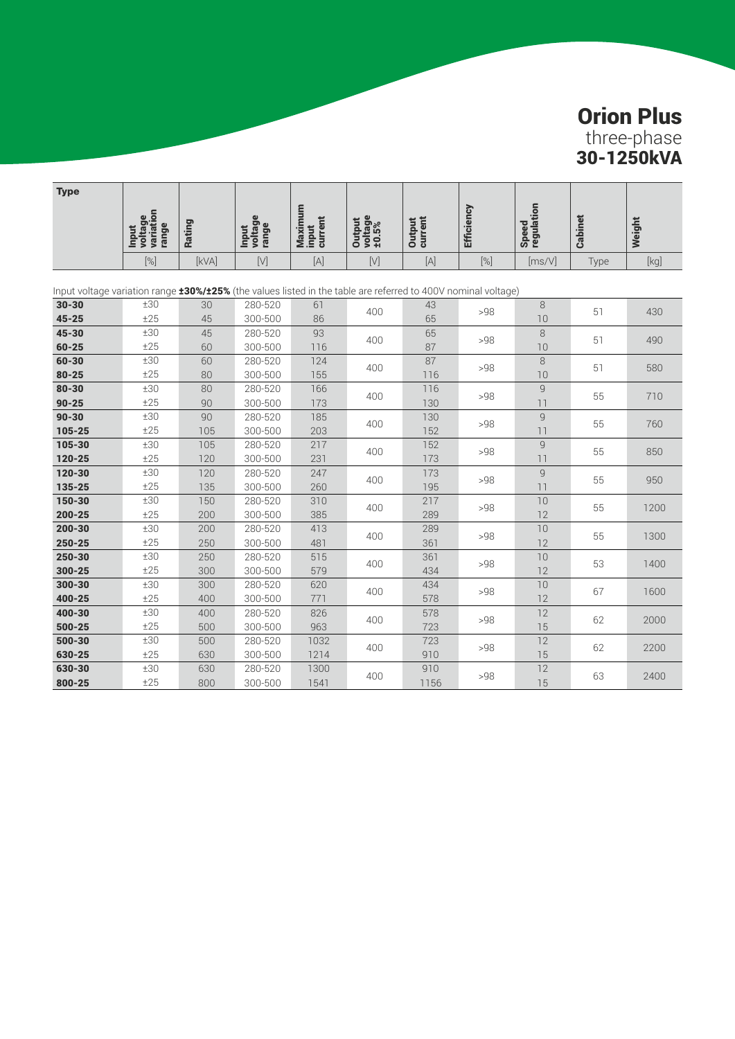# Orion Plus

three-phase

**30-1250kVA**

Input voltage variation range **±30%/±25%** (the values listed in the table are referred to 400V nominal voltage)

| Type | Input voltage variation range | Rating | Input voltage range | Maximum input current | Output voltage ±0.5% | Output current | Efficiency | Speed regulation | Cabinet | Weight |
|---|---|---|---|---|---|---|---|---|---|---|
| | [%] | [kVA] | [V] | [A] | [V] | [A] | [%] | [ms/V] | Type | [kg] |
| **30-30** | ±30 | 30 | 280-520 | 61 | 400 | 43 | >98 | 8 | 51 | 430 |
| **45-25** | ±25 | 45 | 300-500 | 86 | | 65 | | 10 | | |
| **45-30** | ±30 | 45 | 280-520 | 93 | 400 | 65 | >98 | 8 | 51 | 490 |
| **60-25** | ±25 | 60 | 300-500 | 116 | | 87 | | 10 | | |
| **60-30** | ±30 | 60 | 280-520 | 124 | 400 | 87 | >98 | 8 | 51 | 580 |
| **80-25** | ±25 | 80 | 300-500 | 155 | | 116 | | 10 | | |
| **80-30** | ±30 | 80 | 280-520 | 166 | 400 | 116 | >98 | 9 | 55 | 710 |
| **90-25** | ±25 | 90 | 300-500 | 173 | | 130 | | 11 | | |
| **90-30** | ±30 | 90 | 280-520 | 185 | 400 | 130 | >98 | 9 | 55 | 760 |
| **105-25** | ±25 | 105 | 300-500 | 203 | | 152 | | 11 | | |
| **105-30** | ±30 | 105 | 280-520 | 217 | 400 | 152 | >98 | 9 | 55 | 850 |
| **120-25** | ±25 | 120 | 300-500 | 231 | | 173 | | 11 | | |
| **120-30** | ±30 | 120 | 280-520 | 247 | 400 | 173 | >98 | 9 | 55 | 950 |
| **135-25** | ±25 | 135 | 300-500 | 260 | | 195 | | 11 | | |
| **150-30** | ±30 | 150 | 280-520 | 310 | 400 | 217 | >98 | 10 | 55 | 1200 |
| **200-25** | ±25 | 200 | 300-500 | 385 | | 289 | | 12 | | |
| **200-30** | ±30 | 200 | 280-520 | 413 | 400 | 289 | >98 | 10 | 55 | 1300 |
| **250-25** | ±25 | 250 | 300-500 | 481 | | 361 | | 12 | | |
| **250-30** | ±30 | 250 | 280-520 | 515 | 400 | 361 | >98 | 10 | 53 | 1400 |
| **300-25** | ±25 | 300 | 300-500 | 579 | | 434 | | 12 | | |
| **300-30** | ±30 | 300 | 280-520 | 620 | 400 | 434 | >98 | 10 | 67 | 1600 |
| **400-25** | ±25 | 400 | 300-500 | 771 | | 578 | | 12 | | |
| **400-30** | ±30 | 400 | 280-520 | 826 | 400 | 578 | >98 | 12 | 62 | 2000 |
| **500-25** | ±25 | 500 | 300-500 | 963 | | 723 | | 15 | | |
| **500-30** | ±30 | 500 | 280-520 | 1032 | 400 | 723 | >98 | 12 | 62 | 2200 |
| **630-25** | ±25 | 630 | 300-500 | 1214 | | 910 | | 15 | | |
| **630-30** | ±30 | 630 | 280-520 | 1300 | 400 | 910 | >98 | 12 | 63 | 2400 |
| **800-25** | ±25 | 800 | 300-500 | 1541 | | 1156 | | 15 | | |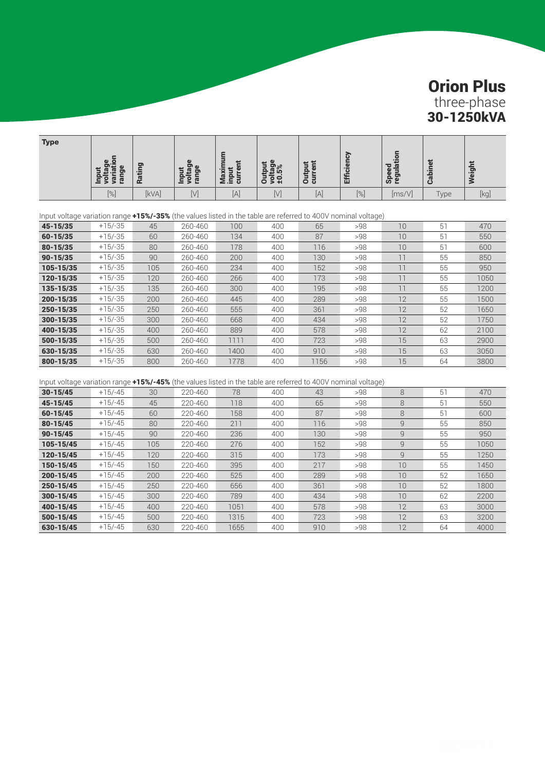# Orion Plus
three-phase
**30-1250kVA**

| Type | Input voltage variation range | Rating | Input voltage range | Maximum input current | Output voltage ±0.5% | Output current | Efficiency | Speed regulation | Cabinet | Weight |
|---|---|---|---|---|---|---|---|---|---|---|
| | [%] | [kVA] | [V] | [A] | [V] | [A] | [%] | [ms/V] | Type | [kg] |
| Input voltage variation range **+15%/-35%** (the values listed in the table are referred to 400V nominal voltage) | | | | | | | | | | |
| **45-15/35** | +15/-35 | 45 | 260-460 | 100 | 400 | 65 | >98 | 10 | 51 | 470 |
| **60-15/35** | +15/-35 | 60 | 260-460 | 134 | 400 | 87 | >98 | 10 | 51 | 550 |
| **80-15/35** | +15/-35 | 80 | 260-460 | 178 | 400 | 116 | >98 | 10 | 51 | 600 |
| **90-15/35** | +15/-35 | 90 | 260-460 | 200 | 400 | 130 | >98 | 11 | 55 | 850 |
| **105-15/35** | +15/-35 | 105 | 260-460 | 234 | 400 | 152 | >98 | 11 | 55 | 950 |
| **120-15/35** | +15/-35 | 120 | 260-460 | 266 | 400 | 173 | >98 | 11 | 55 | 1050 |
| **135-15/35** | +15/-35 | 135 | 260-460 | 300 | 400 | 195 | >98 | 11 | 55 | 1200 |
| **200-15/35** | +15/-35 | 200 | 260-460 | 445 | 400 | 289 | >98 | 12 | 55 | 1500 |
| **250-15/35** | +15/-35 | 250 | 260-460 | 555 | 400 | 361 | >98 | 12 | 52 | 1650 |
| **300-15/35** | +15/-35 | 300 | 260-460 | 668 | 400 | 434 | >98 | 12 | 52 | 1750 |
| **400-15/35** | +15/-35 | 400 | 260-460 | 889 | 400 | 578 | >98 | 12 | 62 | 2100 |
| **500-15/35** | +15/-35 | 500 | 260-460 | 1111 | 400 | 723 | >98 | 15 | 63 | 2900 |
| **630-15/35** | +15/-35 | 630 | 260-460 | 1400 | 400 | 910 | >98 | 15 | 63 | 3050 |
| **800-15/35** | +15/-35 | 800 | 260-460 | 1778 | 400 | 1156 | >98 | 15 | 64 | 3800 |
| Input voltage variation range **+15%/-45%** (the values listed in the table are referred to 400V nominal voltage) | | | | | | | | | | |
| **30-15/45** | +15/-45 | 30 | 220-460 | 78 | 400 | 43 | >98 | 8 | 51 | 470 |
| **45-15/45** | +15/-45 | 45 | 220-460 | 118 | 400 | 65 | >98 | 8 | 51 | 550 |
| **60-15/45** | +15/-45 | 60 | 220-460 | 158 | 400 | 87 | >98 | 8 | 51 | 600 |
| **80-15/45** | +15/-45 | 80 | 220-460 | 211 | 400 | 116 | >98 | 9 | 55 | 850 |
| **90-15/45** | +15/-45 | 90 | 220-460 | 236 | 400 | 130 | >98 | 9 | 55 | 950 |
| **105-15/45** | +15/-45 | 105 | 220-460 | 276 | 400 | 152 | >98 | 9 | 55 | 1050 |
| **120-15/45** | +15/-45 | 120 | 220-460 | 315 | 400 | 173 | >98 | 9 | 55 | 1250 |
| **150-15/45** | +15/-45 | 150 | 220-460 | 395 | 400 | 217 | >98 | 10 | 55 | 1450 |
| **200-15/45** | +15/-45 | 200 | 220-460 | 525 | 400 | 289 | >98 | 10 | 52 | 1650 |
| **250-15/45** | +15/-45 | 250 | 220-460 | 656 | 400 | 361 | >98 | 10 | 52 | 1800 |
| **300-15/45** | +15/-45 | 300 | 220-460 | 789 | 400 | 434 | >98 | 10 | 62 | 2200 |
| **400-15/45** | +15/-45 | 400 | 220-460 | 1051 | 400 | 578 | >98 | 12 | 63 | 3000 |
| **500-15/45** | +15/-45 | 500 | 220-460 | 1315 | 400 | 723 | >98 | 12 | 63 | 3200 |
| **630-15/45** | +15/-45 | 630 | 220-460 | 1655 | 400 | 910 | >98 | 12 | 64 | 4000 |